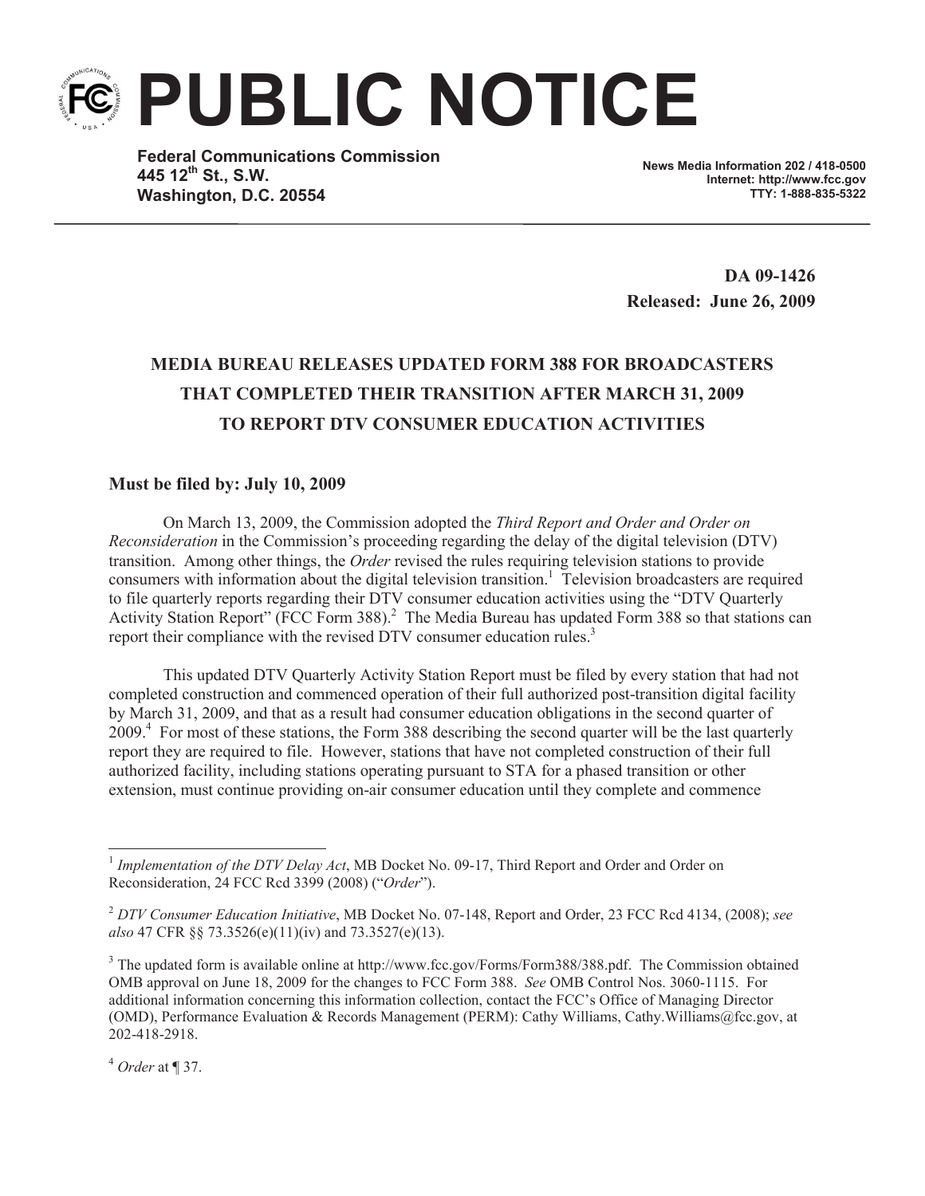# PUBLIC NOTICE

**Federal Communications Commission**
**445 12th St., S.W.**
**Washington, D.C. 20554**

**News Media Information 202 / 418-0500**
**Internet: http://www.fcc.gov**
**TTY: 1-888-835-5322**

**DA 09-1426**
**Released: June 26, 2009**

## MEDIA BUREAU RELEASES UPDATED FORM 388 FOR BROADCASTERS THAT COMPLETED THEIR TRANSITION AFTER MARCH 31, 2009 TO REPORT DTV CONSUMER EDUCATION ACTIVITIES

**Must be filed by: July 10, 2009**

On March 13, 2009, the Commission adopted the *Third Report and Order and Order on Reconsideration* in the Commission's proceeding regarding the delay of the digital television (DTV) transition. Among other things, the *Order* revised the rules requiring television stations to provide consumers with information about the digital television transition.[1] Television broadcasters are required to file quarterly reports regarding their DTV consumer education activities using the "DTV Quarterly Activity Station Report" (FCC Form 388).[2] The Media Bureau has updated Form 388 so that stations can report their compliance with the revised DTV consumer education rules.[3]

This updated DTV Quarterly Activity Station Report must be filed by every station that had not completed construction and commenced operation of their full authorized post-transition digital facility by March 31, 2009, and that as a result had consumer education obligations in the second quarter of 2009.[4] For most of these stations, the Form 388 describing the second quarter will be the last quarterly report they are required to file. However, stations that have not completed construction of their full authorized facility, including stations operating pursuant to STA for a phased transition or other extension, must continue providing on-air consumer education until they complete and commence

---

[1] *Implementation of the DTV Delay Act*, MB Docket No. 09-17, Third Report and Order and Order on Reconsideration, 24 FCC Rcd 3399 (2008) ("*Order*").

[2] *DTV Consumer Education Initiative*, MB Docket No. 07-148, Report and Order, 23 FCC Rcd 4134, (2008); *see also* 47 CFR §§ 73.3526(e)(11)(iv) and 73.3527(e)(13).

[3] The updated form is available online at http://www.fcc.gov/Forms/Form388/388.pdf. The Commission obtained OMB approval on June 18, 2009 for the changes to FCC Form 388. *See* OMB Control Nos. 3060-1115. For additional information concerning this information collection, contact the FCC's Office of Managing Director (OMD), Performance Evaluation & Records Management (PERM): Cathy Williams, Cathy.Williams@fcc.gov, at 202-418-2918.

[4] *Order* at ¶ 37.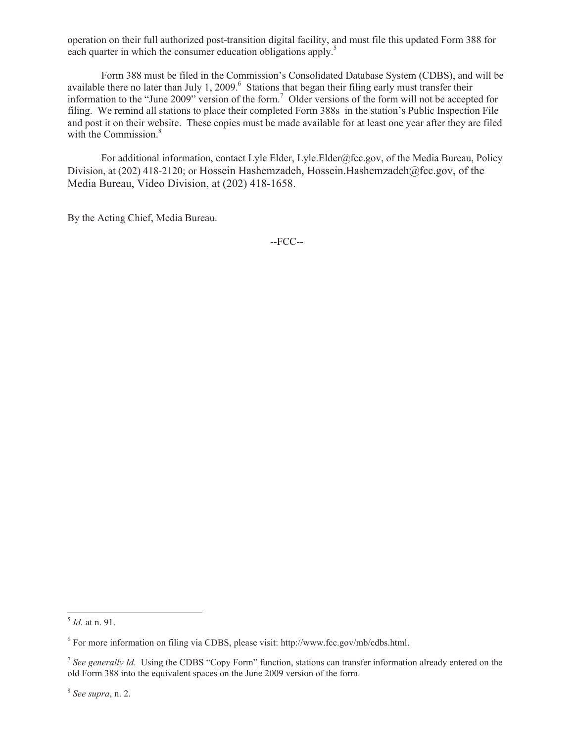operation on their full authorized post-transition digital facility, and must file this updated Form 388 for each quarter in which the consumer education obligations apply.[5]

Form 388 must be filed in the Commission's Consolidated Database System (CDBS), and will be available there no later than July 1, 2009.[6] Stations that began their filing early must transfer their information to the "June 2009" version of the form.[7] Older versions of the form will not be accepted for filing. We remind all stations to place their completed Form 388s in the station's Public Inspection File and post it on their website. These copies must be made available for at least one year after they are filed with the Commission.[8]

For additional information, contact Lyle Elder, Lyle.Elder@fcc.gov, of the Media Bureau, Policy Division, at (202) 418-2120; or Hossein Hashemzadeh, Hossein.Hashemzadeh@fcc.gov, of the Media Bureau, Video Division, at (202) 418-1658.

By the Acting Chief, Media Bureau.

--FCC--

---

[5] *Id.* at n. 91.

[6] For more information on filing via CDBS, please visit: http://www.fcc.gov/mb/cdbs.html.

[7] *See generally Id.* Using the CDBS "Copy Form" function, stations can transfer information already entered on the old Form 388 into the equivalent spaces on the June 2009 version of the form.

[8] *See supra*, n. 2.